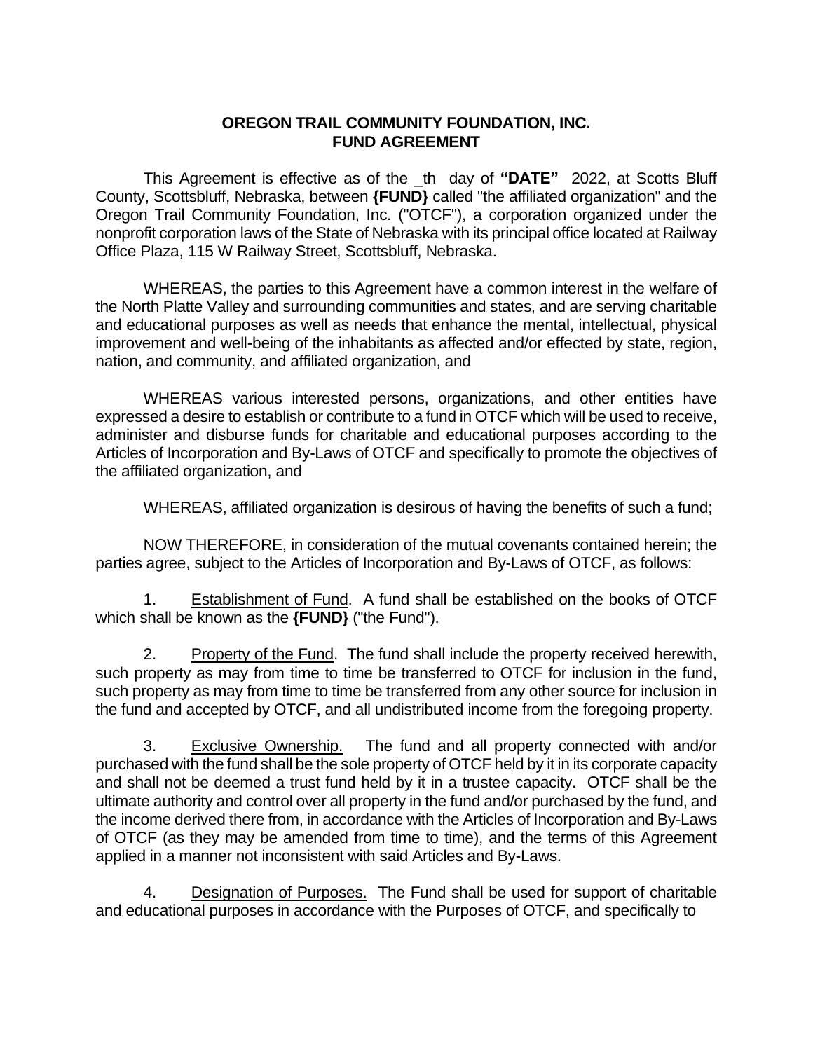**OREGON TRAIL COMMUNITY FOUNDATION, INC.**
**FUND AGREEMENT**

This Agreement is effective as of the _th day of **"DATE"** 2022, at Scotts Bluff County, Scottsbluff, Nebraska, between **{FUND}** called "the affiliated organization" and the Oregon Trail Community Foundation, Inc. ("OTCF"), a corporation organized under the nonprofit corporation laws of the State of Nebraska with its principal office located at Railway Office Plaza, 115 W Railway Street, Scottsbluff, Nebraska.

WHEREAS, the parties to this Agreement have a common interest in the welfare of the North Platte Valley and surrounding communities and states, and are serving charitable and educational purposes as well as needs that enhance the mental, intellectual, physical improvement and well-being of the inhabitants as affected and/or effected by state, region, nation, and community, and affiliated organization, and

WHEREAS various interested persons, organizations, and other entities have expressed a desire to establish or contribute to a fund in OTCF which will be used to receive, administer and disburse funds for charitable and educational purposes according to the Articles of Incorporation and By-Laws of OTCF and specifically to promote the objectives of the affiliated organization, and

WHEREAS, affiliated organization is desirous of having the benefits of such a fund;

NOW THEREFORE, in consideration of the mutual covenants contained herein; the parties agree, subject to the Articles of Incorporation and By-Laws of OTCF, as follows:

1. Establishment of Fund. A fund shall be established on the books of OTCF which shall be known as the **{FUND}** ("the Fund").

2. Property of the Fund. The fund shall include the property received herewith, such property as may from time to time be transferred to OTCF for inclusion in the fund, such property as may from time to time be transferred from any other source for inclusion in the fund and accepted by OTCF, and all undistributed income from the foregoing property.

3. Exclusive Ownership. The fund and all property connected with and/or purchased with the fund shall be the sole property of OTCF held by it in its corporate capacity and shall not be deemed a trust fund held by it in a trustee capacity. OTCF shall be the ultimate authority and control over all property in the fund and/or purchased by the fund, and the income derived there from, in accordance with the Articles of Incorporation and By-Laws of OTCF (as they may be amended from time to time), and the terms of this Agreement applied in a manner not inconsistent with said Articles and By-Laws.

4. Designation of Purposes. The Fund shall be used for support of charitable and educational purposes in accordance with the Purposes of OTCF, and specifically to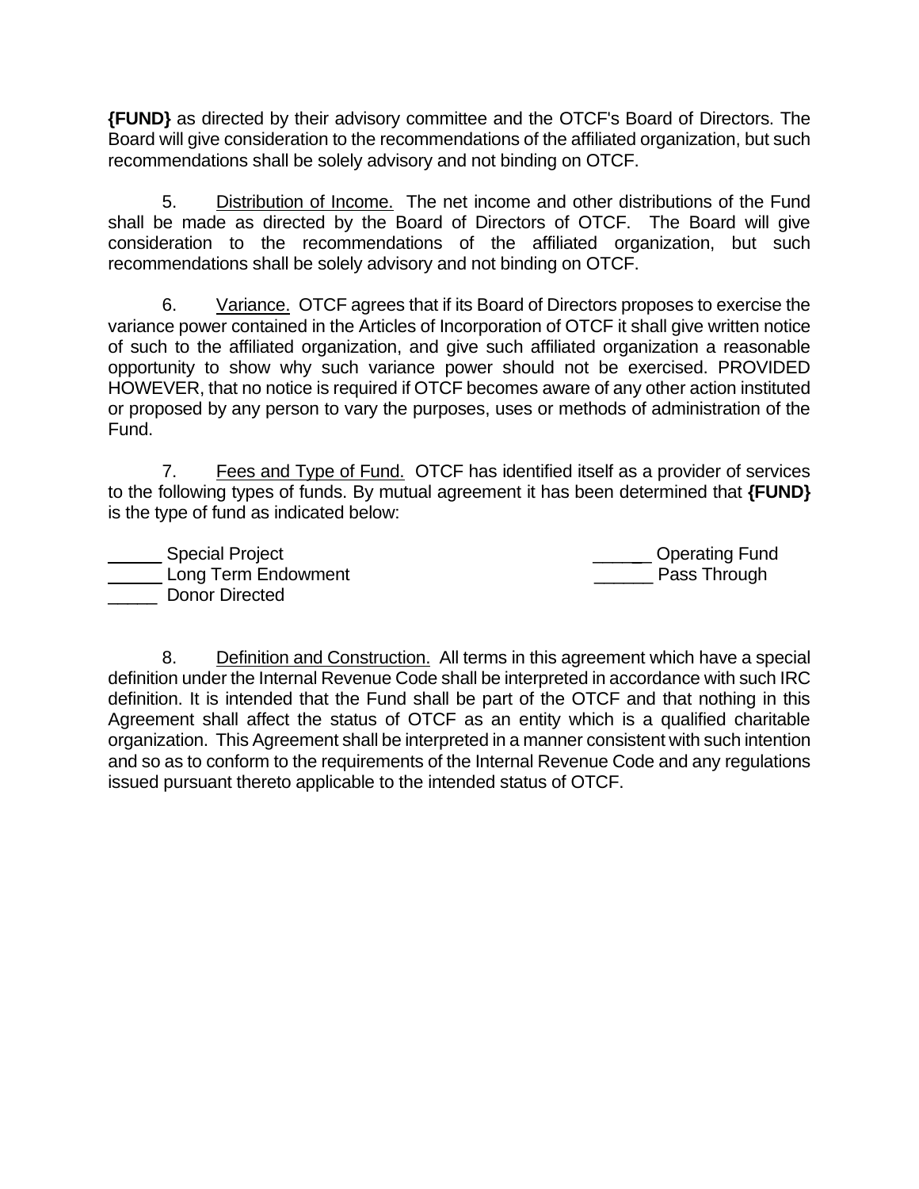**{FUND}** as directed by their advisory committee and the OTCF's Board of Directors. The Board will give consideration to the recommendations of the affiliated organization, but such recommendations shall be solely advisory and not binding on OTCF.

5. Distribution of Income. The net income and other distributions of the Fund shall be made as directed by the Board of Directors of OTCF. The Board will give consideration to the recommendations of the affiliated organization, but such recommendations shall be solely advisory and not binding on OTCF.

6. Variance. OTCF agrees that if its Board of Directors proposes to exercise the variance power contained in the Articles of Incorporation of OTCF it shall give written notice of such to the affiliated organization, and give such affiliated organization a reasonable opportunity to show why such variance power should not be exercised. PROVIDED HOWEVER, that no notice is required if OTCF becomes aware of any other action instituted or proposed by any person to vary the purposes, uses or methods of administration of the Fund.

7. Fees and Type of Fund. OTCF has identified itself as a provider of services to the following types of funds. By mutual agreement it has been determined that **{FUND}** is the type of fund as indicated below:

_____ Special Project
_____ Long Term Endowment
_____ Donor Directed
______ Operating Fund
______ Pass Through

8. Definition and Construction. All terms in this agreement which have a special definition under the Internal Revenue Code shall be interpreted in accordance with such IRC definition. It is intended that the Fund shall be part of the OTCF and that nothing in this Agreement shall affect the status of OTCF as an entity which is a qualified charitable organization. This Agreement shall be interpreted in a manner consistent with such intention and so as to conform to the requirements of the Internal Revenue Code and any regulations issued pursuant thereto applicable to the intended status of OTCF.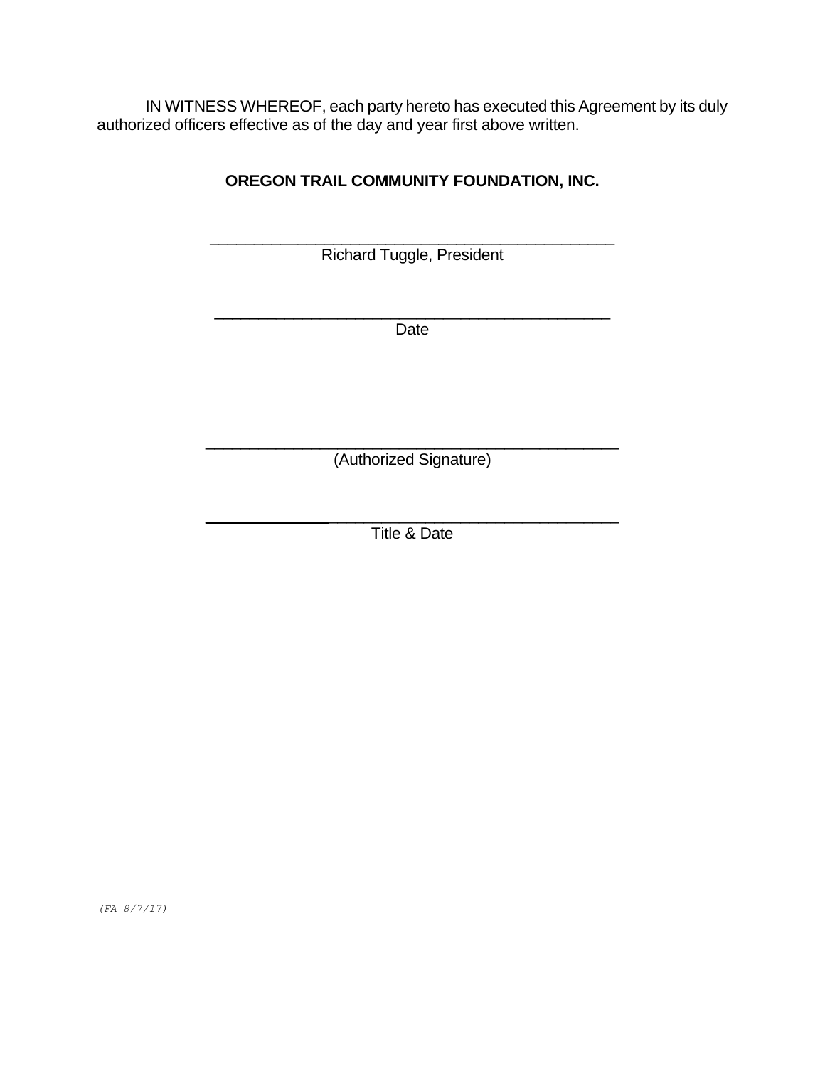IN WITNESS WHEREOF, each party hereto has executed this Agreement by its duly authorized officers effective as of the day and year first above written.

**OREGON TRAIL COMMUNITY FOUNDATION, INC.**

\_\_\_\_\_\_\_\_\_\_\_\_\_\_\_\_\_\_\_\_\_\_\_\_\_\_\_\_\_\_\_\_\_\_\_\_\_\_\_\_\_\_\_\_\_\_\_\_\_\_\_\_\_\_
Richard Tuggle, President

\_\_\_\_\_\_\_\_\_\_\_\_\_\_\_\_\_\_\_\_\_\_\_\_\_\_\_\_\_\_\_\_\_\_\_\_\_\_\_\_\_\_\_\_\_\_\_\_\_\_\_\_\_\_
Date

\_\_\_\_\_\_\_\_\_\_\_\_\_\_\_\_\_\_\_\_\_\_\_\_\_\_\_\_\_\_\_\_\_\_\_\_\_\_\_\_\_\_\_\_\_\_\_\_\_\_\_\_\_\_
(Authorized Signature)

\_\_\_\_\_\_\_\_\_\_\_\_\_\_\_\_\_\_\_\_\_\_\_\_\_\_\_\_\_\_\_\_\_\_\_\_\_\_\_\_\_\_\_\_\_\_\_\_\_\_\_\_\_\_
Title & Date

*(FA 8/7/17)*